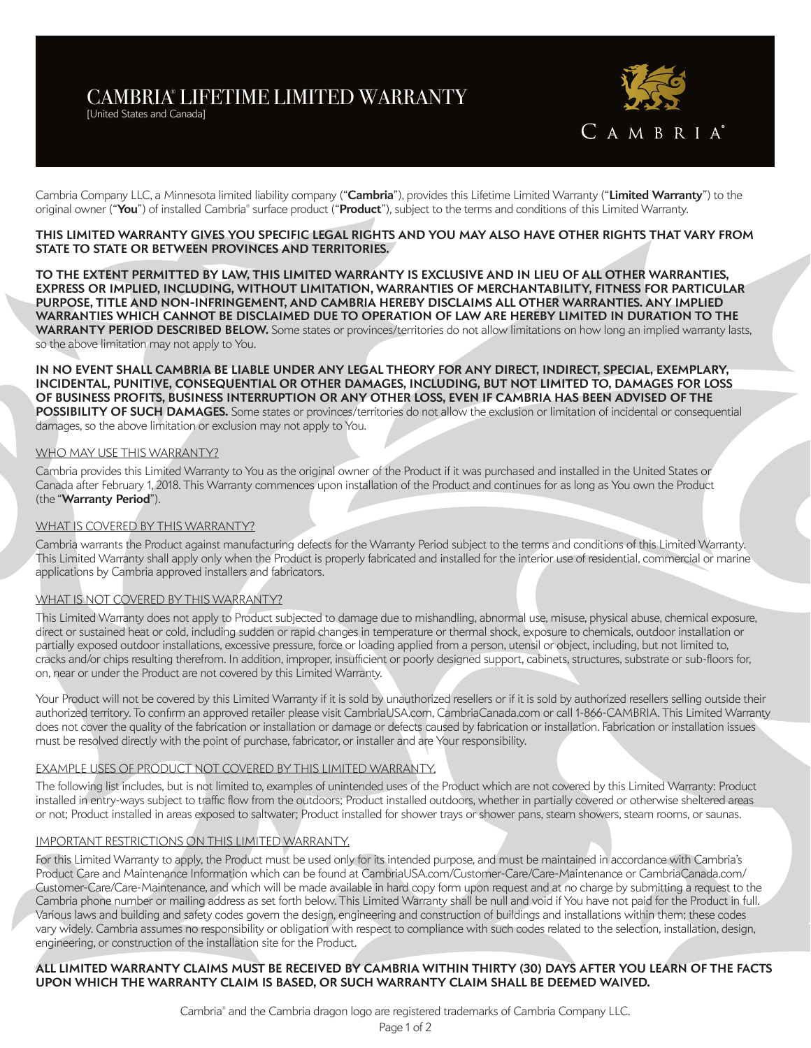# CAMBRIA® LIFETIME LIMITED WARRANTY

[United States and Canada]

Cambria Company LLC, a Minnesota limited liability company ("**Cambria**"), provides this Lifetime Limited Warranty ("**Limited Warranty**") to the original owner ("**You**") of installed Cambria® surface product ("**Product**"), subject to the terms and conditions of this Limited Warranty.

**THIS LIMITED WARRANTY GIVES YOU SPECIFIC LEGAL RIGHTS AND YOU MAY ALSO HAVE OTHER RIGHTS THAT VARY FROM STATE TO STATE OR BETWEEN PROVINCES AND TERRITORIES.**

**TO THE EXTENT PERMITTED BY LAW, THIS LIMITED WARRANTY IS EXCLUSIVE AND IN LIEU OF ALL OTHER WARRANTIES, EXPRESS OR IMPLIED, INCLUDING, WITHOUT LIMITATION, WARRANTIES OF MERCHANTABILITY, FITNESS FOR PARTICULAR PURPOSE, TITLE AND NON-INFRINGEMENT, AND CAMBRIA HEREBY DISCLAIMS ALL OTHER WARRANTIES. ANY IMPLIED WARRANTIES WHICH CANNOT BE DISCLAIMED DUE TO OPERATION OF LAW ARE HEREBY LIMITED IN DURATION TO THE WARRANTY PERIOD DESCRIBED BELOW.** Some states or provinces/territories do not allow limitations on how long an implied warranty lasts, so the above limitation may not apply to You.

**IN NO EVENT SHALL CAMBRIA BE LIABLE UNDER ANY LEGAL THEORY FOR ANY DIRECT, INDIRECT, SPECIAL, EXEMPLARY, INCIDENTAL, PUNITIVE, CONSEQUENTIAL OR OTHER DAMAGES, INCLUDING, BUT NOT LIMITED TO, DAMAGES FOR LOSS OF BUSINESS PROFITS, BUSINESS INTERRUPTION OR ANY OTHER LOSS, EVEN IF CAMBRIA HAS BEEN ADVISED OF THE POSSIBILITY OF SUCH DAMAGES.** Some states or provinces/territories do not allow the exclusion or limitation of incidental or consequential damages, so the above limitation or exclusion may not apply to You.

## WHO MAY USE THIS WARRANTY?

Cambria provides this Limited Warranty to You as the original owner of the Product if it was purchased and installed in the United States or Canada after February 1, 2018. This Warranty commences upon installation of the Product and continues for as long as You own the Product (the "**Warranty Period**").

## WHAT IS COVERED BY THIS WARRANTY?

Cambria warrants the Product against manufacturing defects for the Warranty Period subject to the terms and conditions of this Limited Warranty. This Limited Warranty shall apply only when the Product is properly fabricated and installed for the interior use of residential, commercial or marine applications by Cambria approved installers and fabricators.

## WHAT IS NOT COVERED BY THIS WARRANTY?

This Limited Warranty does not apply to Product subjected to damage due to mishandling, abnormal use, misuse, physical abuse, chemical exposure, direct or sustained heat or cold, including sudden or rapid changes in temperature or thermal shock, exposure to chemicals, outdoor installation or partially exposed outdoor installations, excessive pressure, force or loading applied from a person, utensil or object, including, but not limited to, cracks and/or chips resulting therefrom. In addition, improper, insufficient or poorly designed support, cabinets, structures, substrate or sub-floors for, on, near or under the Product are not covered by this Limited Warranty.

Your Product will not be covered by this Limited Warranty if it is sold by unauthorized resellers or if it is sold by authorized resellers selling outside their authorized territory. To confirm an approved retailer please visit CambriaUSA.com, CambriaCanada.com or call 1-866-CAMBRIA. This Limited Warranty does not cover the quality of the fabrication or installation or damage or defects caused by fabrication or installation. Fabrication or installation issues must be resolved directly with the point of purchase, fabricator, or installer and are Your responsibility.

## EXAMPLE USES OF PRODUCT NOT COVERED BY THIS LIMITED WARRANTY.

The following list includes, but is not limited to, examples of unintended uses of the Product which are not covered by this Limited Warranty: Product installed in entry-ways subject to traffic flow from the outdoors; Product installed outdoors, whether in partially covered or otherwise sheltered areas or not; Product installed in areas exposed to saltwater; Product installed for shower trays or shower pans, steam showers, steam rooms, or saunas.

## IMPORTANT RESTRICTIONS ON THIS LIMITED WARRANTY.

For this Limited Warranty to apply, the Product must be used only for its intended purpose, and must be maintained in accordance with Cambria's Product Care and Maintenance Information which can be found at CambriaUSA.com/Customer-Care/Care-Maintenance or CambriaCanada.com/Customer-Care/Care-Maintenance, and which will be made available in hard copy form upon request and at no charge by submitting a request to the Cambria phone number or mailing address as set forth below. This Limited Warranty shall be null and void if You have not paid for the Product in full. Various laws and building and safety codes govern the design, engineering and construction of buildings and installations within them; these codes vary widely. Cambria assumes no responsibility or obligation with respect to compliance with such codes related to the selection, installation, design, engineering, or construction of the installation site for the Product.

**ALL LIMITED WARRANTY CLAIMS MUST BE RECEIVED BY CAMBRIA WITHIN THIRTY (30) DAYS AFTER YOU LEARN OF THE FACTS UPON WHICH THE WARRANTY CLAIM IS BASED, OR SUCH WARRANTY CLAIM SHALL BE DEEMED WAIVED.**

Cambria® and the Cambria dragon logo are registered trademarks of Cambria Company LLC.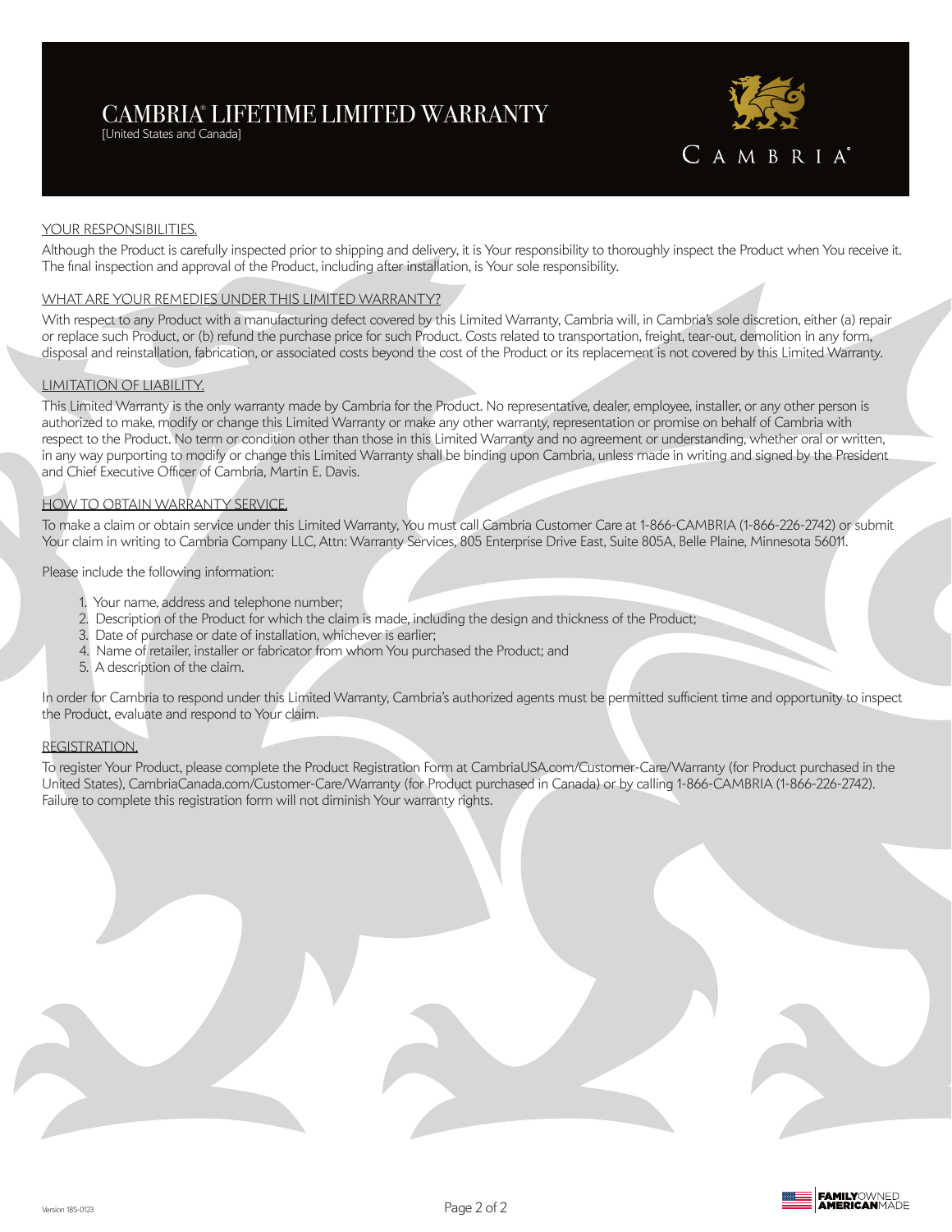# CAMBRIA® LIFETIME LIMITED WARRANTY

[United States and Canada]

## YOUR RESPONSIBILITIES.

Although the Product is carefully inspected prior to shipping and delivery, it is Your responsibility to thoroughly inspect the Product when You receive it. The final inspection and approval of the Product, including after installation, is Your sole responsibility.

## WHAT ARE YOUR REMEDIES UNDER THIS LIMITED WARRANTY?

With respect to any Product with a manufacturing defect covered by this Limited Warranty, Cambria will, in Cambria's sole discretion, either (a) repair or replace such Product, or (b) refund the purchase price for such Product. Costs related to transportation, freight, tear-out, demolition in any form, disposal and reinstallation, fabrication, or associated costs beyond the cost of the Product or its replacement is not covered by this Limited Warranty.

## LIMITATION OF LIABILITY.

This Limited Warranty is the only warranty made by Cambria for the Product. No representative, dealer, employee, installer, or any other person is authorized to make, modify or change this Limited Warranty or make any other warranty, representation or promise on behalf of Cambria with respect to the Product. No term or condition other than those in this Limited Warranty and no agreement or understanding, whether oral or written, in any way purporting to modify or change this Limited Warranty shall be binding upon Cambria, unless made in writing and signed by the President and Chief Executive Officer of Cambria, Martin E. Davis.

## HOW TO OBTAIN WARRANTY SERVICE.

To make a claim or obtain service under this Limited Warranty, You must call Cambria Customer Care at 1-866-CAMBRIA (1-866-226-2742) or submit Your claim in writing to Cambria Company LLC, Attn: Warranty Services, 805 Enterprise Drive East, Suite 805A, Belle Plaine, Minnesota 56011.

Please include the following information:

1. Your name, address and telephone number;
2. Description of the Product for which the claim is made, including the design and thickness of the Product;
3. Date of purchase or date of installation, whichever is earlier;
4. Name of retailer, installer or fabricator from whom You purchased the Product; and
5. A description of the claim.

In order for Cambria to respond under this Limited Warranty, Cambria's authorized agents must be permitted sufficient time and opportunity to inspect the Product, evaluate and respond to Your claim.

## REGISTRATION.

To register Your Product, please complete the Product Registration Form at CambriaUSA.com/Customer-Care/Warranty (for Product purchased in the United States), CambriaCanada.com/Customer-Care/Warranty (for Product purchased in Canada) or by calling 1-866-CAMBRIA (1-866-226-2742). Failure to complete this registration form will not diminish Your warranty rights.

Version 18S-0123

FAMILY OWNED AMERICAN MADE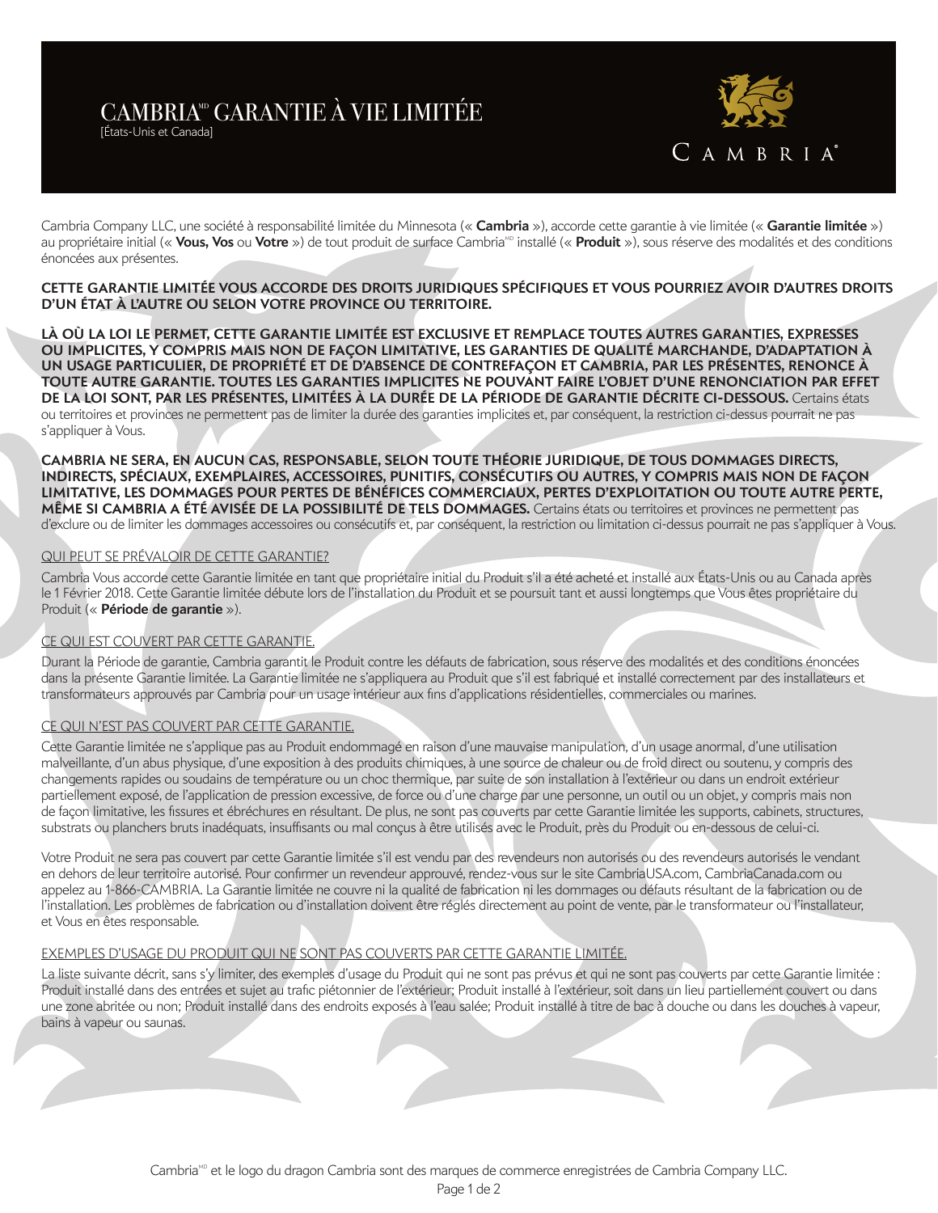# CAMBRIA[MD] GARANTIE À VIE LIMITÉE

[États-Unis et Canada]

Cambria Company LLC, une société à responsabilité limitée du Minnesota (« **Cambria** »), accorde cette garantie à vie limitée (« **Garantie limitée** ») au propriétaire initial (« **Vous, Vos** ou **Votre** ») de tout produit de surface Cambria[MD] installé (« **Produit** »), sous réserve des modalités et des conditions énoncées aux présentes.

**CETTE GARANTIE LIMITÉE VOUS ACCORDE DES DROITS JURIDIQUES SPÉCIFIQUES ET VOUS POURRIEZ AVOIR D'AUTRES DROITS D'UN ÉTAT À L'AUTRE OU SELON VOTRE PROVINCE OU TERRITOIRE.**

**LÀ OÙ LA LOI LE PERMET, CETTE GARANTIE LIMITÉE EST EXCLUSIVE ET REMPLACE TOUTES AUTRES GARANTIES, EXPRESSES OU IMPLICITES, Y COMPRIS MAIS NON DE FAÇON LIMITATIVE, LES GARANTIES DE QUALITÉ MARCHANDE, D'ADAPTATION À UN USAGE PARTICULIER, DE PROPRIÉTÉ ET DE D'ABSENCE DE CONTREFAÇON ET CAMBRIA, PAR LES PRÉSENTES, RENONCE À TOUTE AUTRE GARANTIE. TOUTES LES GARANTIES IMPLICITES NE POUVANT FAIRE L'OBJET D'UNE RENONCIATION PAR EFFET DE LA LOI SONT, PAR LES PRÉSENTES, LIMITÉES À LA DURÉE DE LA PÉRIODE DE GARANTIE DÉCRITE CI-DESSOUS.** Certains états ou territoires et provinces ne permettent pas de limiter la durée des garanties implicites et, par conséquent, la restriction ci-dessus pourrait ne pas s'appliquer à Vous.

**CAMBRIA NE SERA, EN AUCUN CAS, RESPONSABLE, SELON TOUTE THÉORIE JURIDIQUE, DE TOUS DOMMAGES DIRECTS, INDIRECTS, SPÉCIAUX, EXEMPLAIRES, ACCESSOIRES, PUNITIFS, CONSÉCUTIFS OU AUTRES, Y COMPRIS MAIS NON DE FAÇON LIMITATIVE, LES DOMMAGES POUR PERTES DE BÉNÉFICES COMMERCIAUX, PERTES D'EXPLOITATION OU TOUTE AUTRE PERTE, MÊME SI CAMBRIA A ÉTÉ AVISÉE DE LA POSSIBILITÉ DE TELS DOMMAGES.** Certains états ou territoires et provinces ne permettent pas d'exclure ou de limiter les dommages accessoires ou consécutifs et, par conséquent, la restriction ou limitation ci-dessus pourrait ne pas s'appliquer à Vous.

## QUI PEUT SE PRÉVALOIR DE CETTE GARANTIE?

Cambria Vous accorde cette Garantie limitée en tant que propriétaire initial du Produit s'il a été acheté et installé aux États-Unis ou au Canada après le 1 Février 2018. Cette Garantie limitée débute lors de l'installation du Produit et se poursuit tant et aussi longtemps que Vous êtes propriétaire du Produit (« **Période de garantie** »).

## CE QUI EST COUVERT PAR CETTE GARANTIE.

Durant la Période de garantie, Cambria garantit le Produit contre les défauts de fabrication, sous réserve des modalités et des conditions énoncées dans la présente Garantie limitée. La Garantie limitée ne s'appliquera au Produit que s'il est fabriqué et installé correctement par des installateurs et transformateurs approuvés par Cambria pour un usage intérieur aux fins d'applications résidentielles, commerciales ou marines.

## CE QUI N'EST PAS COUVERT PAR CETTE GARANTIE.

Cette Garantie limitée ne s'applique pas au Produit endommagé en raison d'une mauvaise manipulation, d'un usage anormal, d'une utilisation malveillante, d'un abus physique, d'une exposition à des produits chimiques, à une source de chaleur ou de froid direct ou soutenu, y compris des changements rapides ou soudains de température ou un choc thermique, par suite de son installation à l'extérieur ou dans un endroit extérieur partiellement exposé, de l'application de pression excessive, de force ou d'une charge par une personne, un outil ou un objet, y compris mais non de façon limitative, les fissures et ébréchures en résultant. De plus, ne sont pas couverts par cette Garantie limitée les supports, cabinets, structures, substrats ou planchers bruts inadéquats, insuffisants ou mal conçus à être utilisés avec le Produit, près du Produit ou en-dessous de celui-ci.

Votre Produit ne sera pas couvert par cette Garantie limitée s'il est vendu par des revendeurs non autorisés ou des revendeurs autorisés le vendant en dehors de leur territoire autorisé. Pour confirmer un revendeur approuvé, rendez-vous sur le site CambriaUSA.com, CambriaCanada.com ou appelez au 1-866-CAMBRIA. La Garantie limitée ne couvre ni la qualité de fabrication ni les dommages ou défauts résultant de la fabrication ou de l'installation. Les problèmes de fabrication ou d'installation doivent être réglés directement au point de vente, par le transformateur ou l'installateur, et Vous en êtes responsable.

## EXEMPLES D'USAGE DU PRODUIT QUI NE SONT PAS COUVERTS PAR CETTE GARANTIE LIMITÉE.

La liste suivante décrit, sans s'y limiter, des exemples d'usage du Produit qui ne sont pas prévus et qui ne sont pas couverts par cette Garantie limitée : Produit installé dans des entrées et sujet au trafic piétonnier de l'extérieur; Produit installé à l'extérieur, soit dans un lieu partiellement couvert ou dans une zone abritée ou non; Produit installé dans des endroits exposés à l'eau salée; Produit installé à titre de bac à douche ou dans les douches à vapeur, bains à vapeur ou saunas.

Cambria[MD] et le logo du dragon Cambria sont des marques de commerce enregistrées de Cambria Company LLC.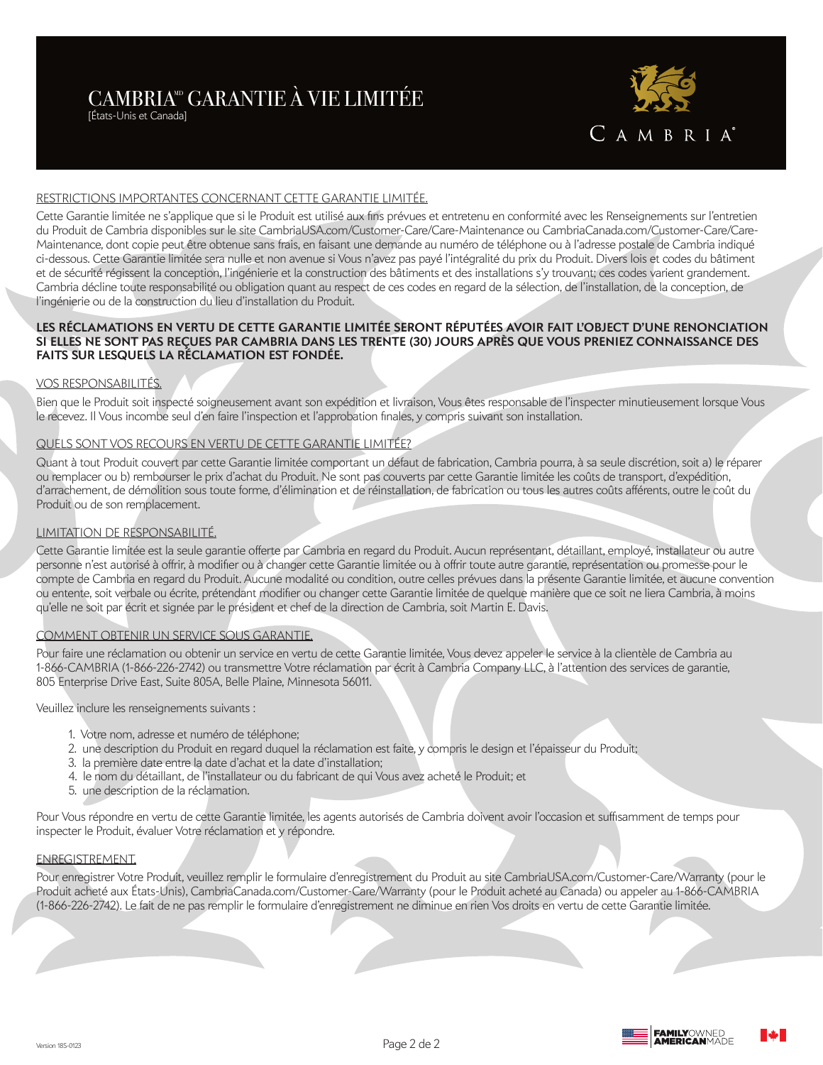# CAMBRIA[MD] GARANTIE À VIE LIMITÉE

[États-Unis et Canada]

RESTRICTIONS IMPORTANTES CONCERNANT CETTE GARANTIE LIMITÉE.

Cette Garantie limitée ne s'applique que si le Produit est utilisé aux fins prévues et entretenu en conformité avec les Renseignements sur l'entretien du Produit de Cambria disponibles sur le site CambriaUSA.com/Customer-Care/Care-Maintenance ou CambriaCanada.com/Customer-Care/Care-Maintenance, dont copie peut être obtenue sans frais, en faisant une demande au numéro de téléphone ou à l'adresse postale de Cambria indiqué ci-dessous. Cette Garantie limitée sera nulle et non avenue si Vous n'avez pas payé l'intégralité du prix du Produit. Divers lois et codes du bâtiment et de sécurité régissent la conception, l'ingénierie et la construction des bâtiments et des installations s'y trouvant; ces codes varient grandement. Cambria décline toute responsabilité ou obligation quant au respect de ces codes en regard de la sélection, de l'installation, de la conception, de l'ingénierie ou de la construction du lieu d'installation du Produit.

**LES RÉCLAMATIONS EN VERTU DE CETTE GARANTIE LIMITÉE SERONT RÉPUTÉES AVOIR FAIT L'OBJECT D'UNE RENONCIATION SI ELLES NE SONT PAS REÇUES PAR CAMBRIA DANS LES TRENTE (30) JOURS APRÈS QUE VOUS PRENIEZ CONNAISSANCE DES FAITS SUR LESQUELS LA RÉCLAMATION EST FONDÉE.**

VOS RESPONSABILITÉS.

Bien que le Produit soit inspecté soigneusement avant son expédition et livraison, Vous êtes responsable de l'inspecter minutieusement lorsque Vous le recevez. Il Vous incombe seul d'en faire l'inspection et l'approbation finales, y compris suivant son installation.

QUELS SONT VOS RECOURS EN VERTU DE CETTE GARANTIE LIMITÉE?

Quant à tout Produit couvert par cette Garantie limitée comportant un défaut de fabrication, Cambria pourra, à sa seule discrétion, soit a) le réparer ou remplacer ou b) rembourser le prix d'achat du Produit. Ne sont pas couverts par cette Garantie limitée les coûts de transport, d'expédition, d'arrachement, de démolition sous toute forme, d'élimination et de réinstallation, de fabrication ou tous les autres coûts afférents, outre le coût du Produit ou de son remplacement.

LIMITATION DE RESPONSABILITÉ.

Cette Garantie limitée est la seule garantie offerte par Cambria en regard du Produit. Aucun représentant, détaillant, employé, installateur ou autre personne n'est autorisé à offrir, à modifier ou à changer cette Garantie limitée ou à offrir toute autre garantie, représentation ou promesse pour le compte de Cambria en regard du Produit. Aucune modalité ou condition, outre celles prévues dans la présente Garantie limitée, et aucune convention ou entente, soit verbale ou écrite, prétendant modifier ou changer cette Garantie limitée de quelque manière que ce soit ne liera Cambria, à moins qu'elle ne soit par écrit et signée par le président et chef de la direction de Cambria, soit Martin E. Davis.

COMMENT OBTENIR UN SERVICE SOUS GARANTIE.

Pour faire une réclamation ou obtenir un service en vertu de cette Garantie limitée, Vous devez appeler le service à la clientèle de Cambria au 1-866-CAMBRIA (1-866-226-2742) ou transmettre Votre réclamation par écrit à Cambria Company LLC, à l'attention des services de garantie, 805 Enterprise Drive East, Suite 805A, Belle Plaine, Minnesota 56011.

Veuillez inclure les renseignements suivants :

1. Votre nom, adresse et numéro de téléphone;
2. une description du Produit en regard duquel la réclamation est faite, y compris le design et l'épaisseur du Produit;
3. la première date entre la date d'achat et la date d'installation;
4. le nom du détaillant, de l'installateur ou du fabricant de qui Vous avez acheté le Produit; et
5. une description de la réclamation.

Pour Vous répondre en vertu de cette Garantie limitée, les agents autorisés de Cambria doivent avoir l'occasion et suffisamment de temps pour inspecter le Produit, évaluer Votre réclamation et y répondre.

ENREGISTREMENT.

Pour enregistrer Votre Produit, veuillez remplir le formulaire d'enregistrement du Produit au site CambriaUSA.com/Customer-Care/Warranty (pour le Produit acheté aux États-Unis), CambriaCanada.com/Customer-Care/Warranty (pour le Produit acheté au Canada) ou appeler au 1-866-CAMBRIA (1-866-226-2742). Le fait de ne pas remplir le formulaire d'enregistrement ne diminue en rien Vos droits en vertu de cette Garantie limitée.

Version 18S-0123

FAMILYOWNED AMERICANMADE